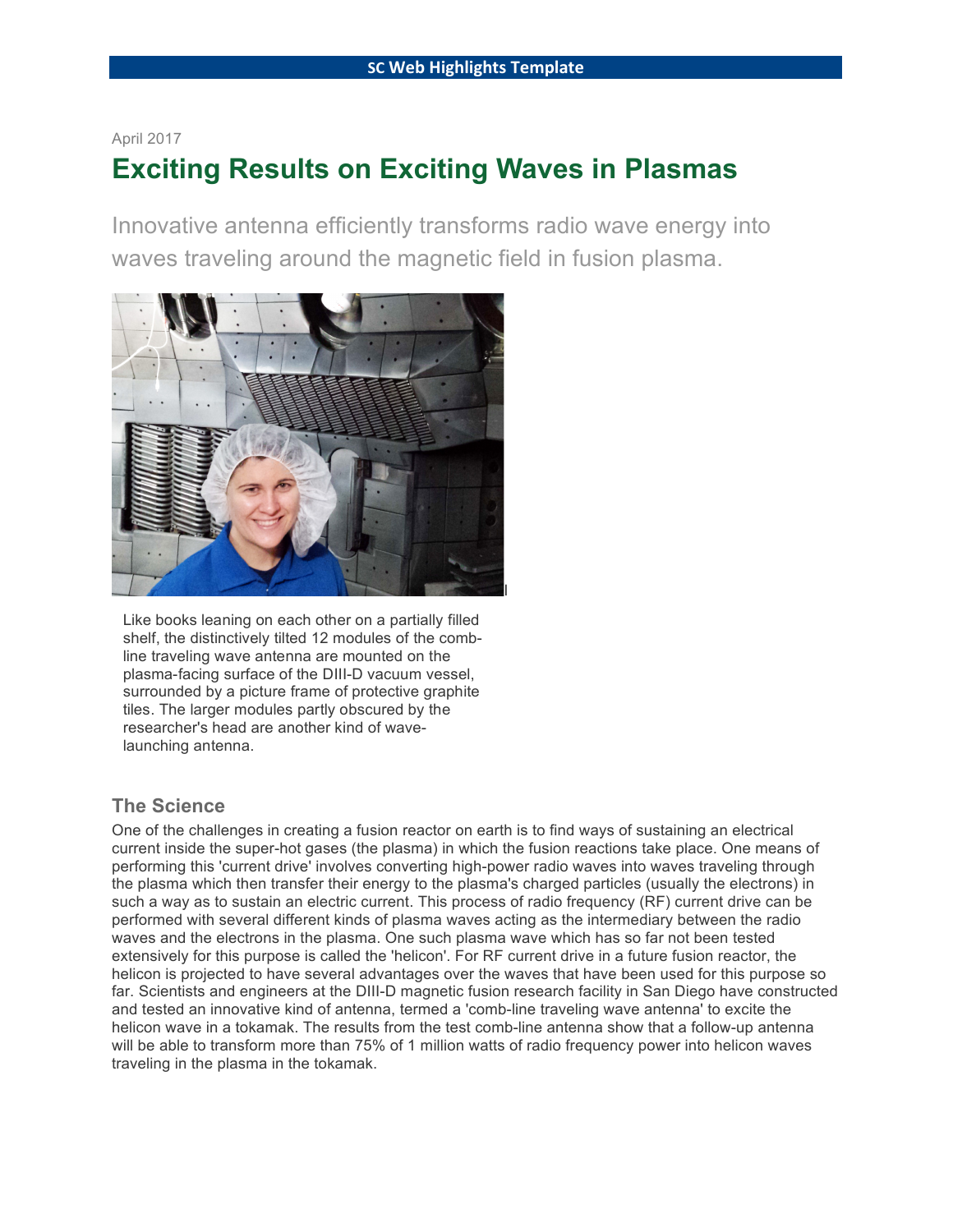April 2017

# Exciting Results on Exciting Waves in Plasmas

Innovative antenna efficiently transforms radio wave energy into waves traveling around the magnetic field in fusion plasma.

Like books leaning on each other on a partially filled shelf, the distinctively tilted 12 modules of the comb-line traveling wave antenna are mounted on the plasma-facing surface of the DIII-D vacuum vessel, surrounded by a picture frame of protective graphite tiles. The larger modules partly obscured by the researcher's head are another kind of wave-launching antenna.

## The Science

One of the challenges in creating a fusion reactor on earth is to find ways of sustaining an electrical current inside the super-hot gases (the plasma) in which the fusion reactions take place. One means of performing this 'current drive' involves converting high-power radio waves into waves traveling through the plasma which then transfer their energy to the plasma's charged particles (usually the electrons) in such a way as to sustain an electric current. This process of radio frequency (RF) current drive can be performed with several different kinds of plasma waves acting as the intermediary between the radio waves and the electrons in the plasma. One such plasma wave which has so far not been tested extensively for this purpose is called the 'helicon'. For RF current drive in a future fusion reactor, the helicon is projected to have several advantages over the waves that have been used for this purpose so far. Scientists and engineers at the DIII-D magnetic fusion research facility in San Diego have constructed and tested an innovative kind of antenna, termed a 'comb-line traveling wave antenna' to excite the helicon wave in a tokamak. The results from the test comb-line antenna show that a follow-up antenna will be able to transform more than 75% of 1 million watts of radio frequency power into helicon waves traveling in the plasma in the tokamak.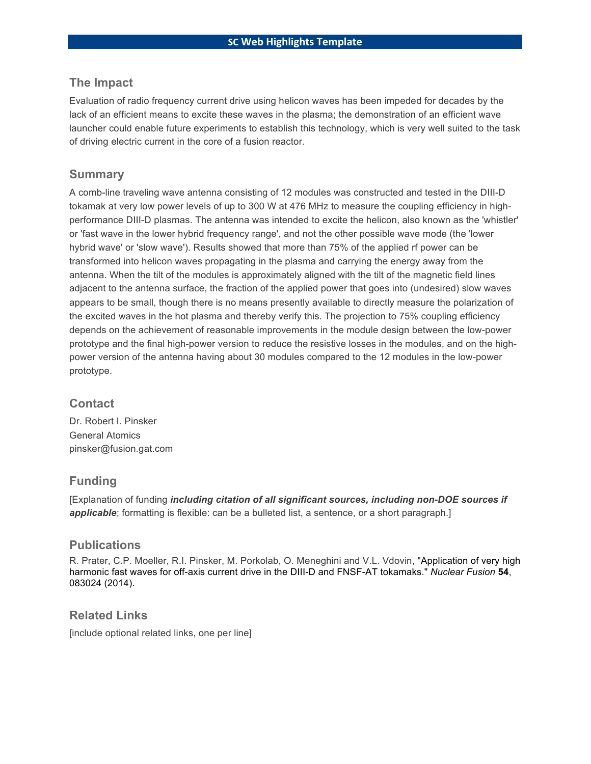# SC Web Highlights Template

## The Impact

Evaluation of radio frequency current drive using helicon waves has been impeded for decades by the lack of an efficient means to excite these waves in the plasma; the demonstration of an efficient wave launcher could enable future experiments to establish this technology, which is very well suited to the task of driving electric current in the core of a fusion reactor.

## Summary

A comb-line traveling wave antenna consisting of 12 modules was constructed and tested in the DIII-D tokamak at very low power levels of up to 300 W at 476 MHz to measure the coupling efficiency in high-performance DIII-D plasmas. The antenna was intended to excite the helicon, also known as the 'whistler' or 'fast wave in the lower hybrid frequency range', and not the other possible wave mode (the 'lower hybrid wave' or 'slow wave'). Results showed that more than 75% of the applied rf power can be transformed into helicon waves propagating in the plasma and carrying the energy away from the antenna. When the tilt of the modules is approximately aligned with the tilt of the magnetic field lines adjacent to the antenna surface, the fraction of the applied power that goes into (undesired) slow waves appears to be small, though there is no means presently available to directly measure the polarization of the excited waves in the hot plasma and thereby verify this. The projection to 75% coupling efficiency depends on the achievement of reasonable improvements in the module design between the low-power prototype and the final high-power version to reduce the resistive losses in the modules, and on the high-power version of the antenna having about 30 modules compared to the 12 modules in the low-power prototype.

## Contact

Dr. Robert I. Pinsker
General Atomics
pinsker@fusion.gat.com

## Funding

[Explanation of funding ***including citation of all significant sources, including non-DOE sources if applicable***; formatting is flexible: can be a bulleted list, a sentence, or a short paragraph.]

## Publications

R. Prater, C.P. Moeller, R.I. Pinsker, M. Porkolab, O. Meneghini and V.L. Vdovin, "Application of very high harmonic fast waves for off-axis current drive in the DIII-D and FNSF-AT tokamaks." *Nuclear Fusion* **54**, 083024 (2014).

## Related Links

[include optional related links, one per line]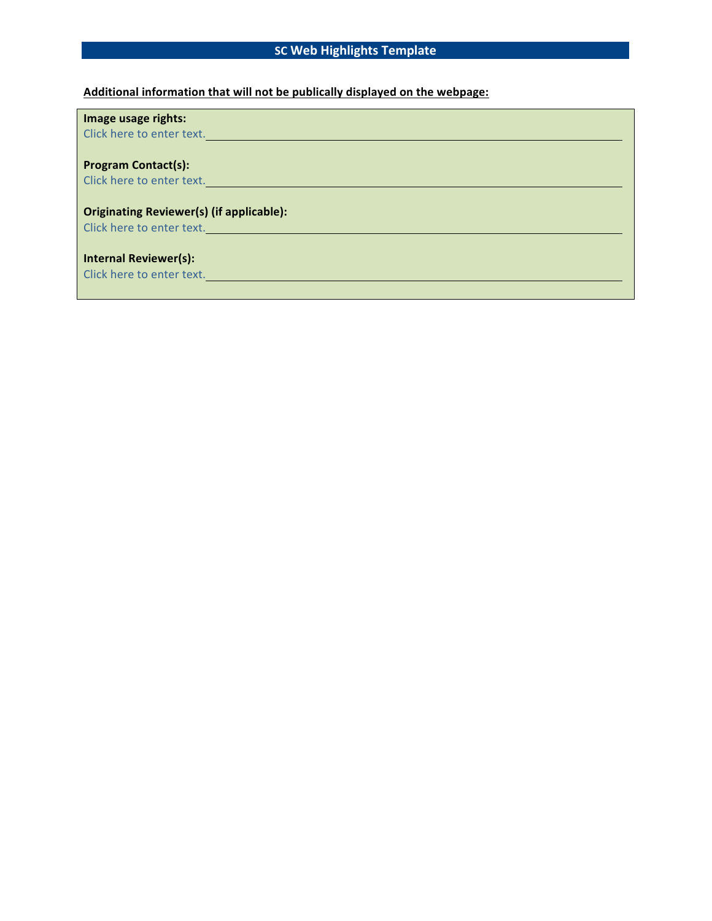## SC Web Highlights Template

**Additional information that will not be publically displayed on the webpage:**

**Image usage rights:**
Click here to enter text.

**Program Contact(s):**
Click here to enter text.

**Originating Reviewer(s) (if applicable):**
Click here to enter text.

**Internal Reviewer(s):**
Click here to enter text.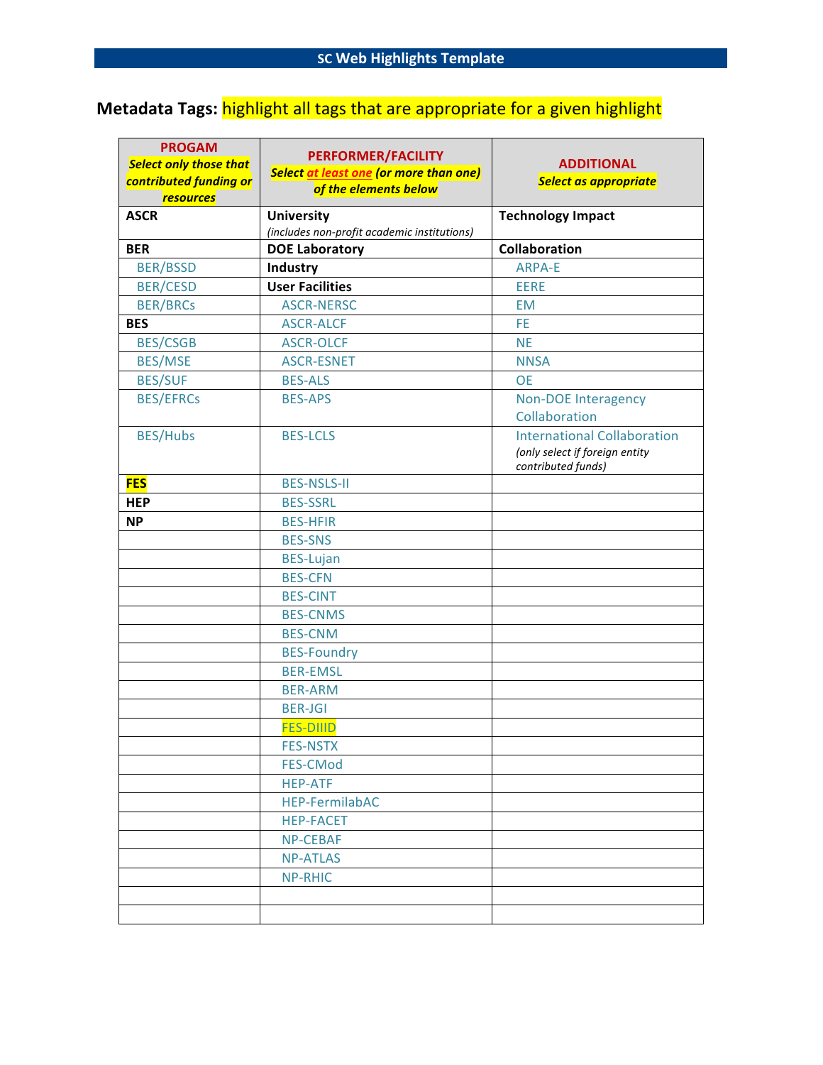## SC Web Highlights Template

**Metadata Tags:** highlight all tags that are appropriate for a given highlight

| **PROGAM** *Select only those that contributed funding or resources* | **PERFORMER/FACILITY** *Select at least one (or more than one) of the elements below* | **ADDITIONAL** *Select as appropriate* |
|---|---|---|
| **ASCR** | **University** *(includes non-profit academic institutions)* | **Technology Impact** |
| **BER** | **DOE Laboratory** | **Collaboration** |
| BER/BSSD | **Industry** | ARPA-E |
| BER/CESD | **User Facilities** | EERE |
| BER/BRCs | ASCR-NERSC | EM |
| **BES** | ASCR-ALCF | FE |
| BES/CSGB | ASCR-OLCF | NE |
| BES/MSE | ASCR-ESNET | NNSA |
| BES/SUF | BES-ALS | OE |
| BES/EFRCs | BES-APS | Non-DOE Interagency Collaboration |
| BES/Hubs | BES-LCLS | International Collaboration *(only select if foreign entity contributed funds)* |
| **FES** | BES-NSLS-II | |
| **HEP** | BES-SSRL | |
| **NP** | BES-HFIR | |
| | BES-SNS | |
| | BES-Lujan | |
| | BES-CFN | |
| | BES-CINT | |
| | BES-CNMS | |
| | BES-CNM | |
| | BES-Foundry | |
| | BER-EMSL | |
| | BER-ARM | |
| | BER-JGI | |
| | FES-DIIID | |
| | FES-NSTX | |
| | FES-CMod | |
| | HEP-ATF | |
| | HEP-FermilabAC | |
| | HEP-FACET | |
| | NP-CEBAF | |
| | NP-ATLAS | |
| | NP-RHIC | |
| | | |
| | | |